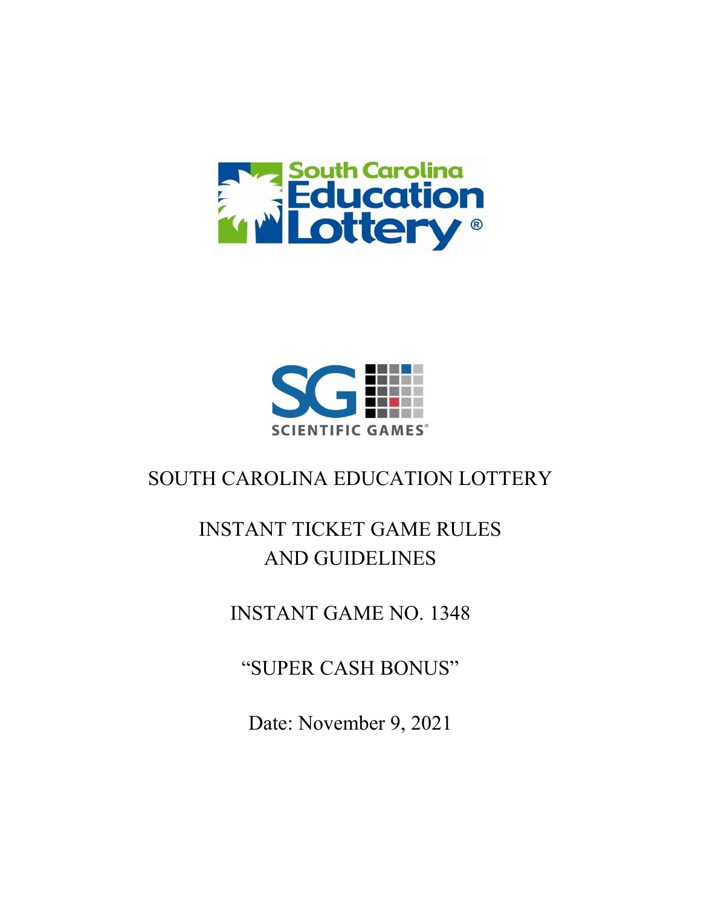SOUTH CAROLINA EDUCATION LOTTERY

INSTANT TICKET GAME RULES
AND GUIDELINES

INSTANT GAME NO. 1348

"SUPER CASH BONUS"

Date: November 9, 2021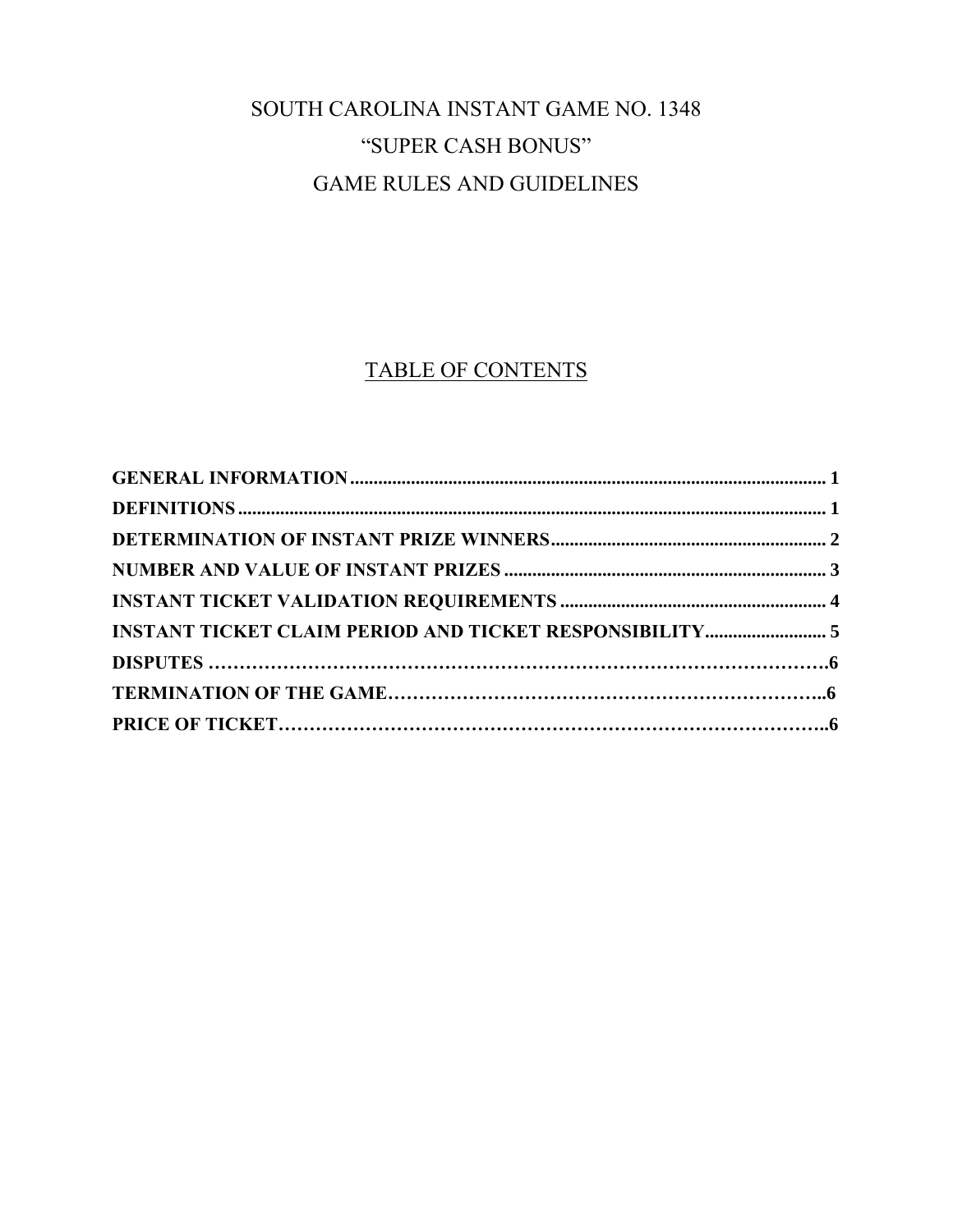# SOUTH CAROLINA INSTANT GAME NO. 1348
# "SUPER CASH BONUS"
# GAME RULES AND GUIDELINES

## TABLE OF CONTENTS

**GENERAL INFORMATION** ........ **1**
**DEFINITIONS** ........ **1**
**DETERMINATION OF INSTANT PRIZE WINNERS** ........ **2**
**NUMBER AND VALUE OF INSTANT PRIZES** ........ **3**
**INSTANT TICKET VALIDATION REQUIREMENTS** ........ **4**
**INSTANT TICKET CLAIM PERIOD AND TICKET RESPONSIBILITY** ........ **5**
**DISPUTES** ........ **6**
**TERMINATION OF THE GAME** ........ **6**
**PRICE OF TICKET** ........ **6**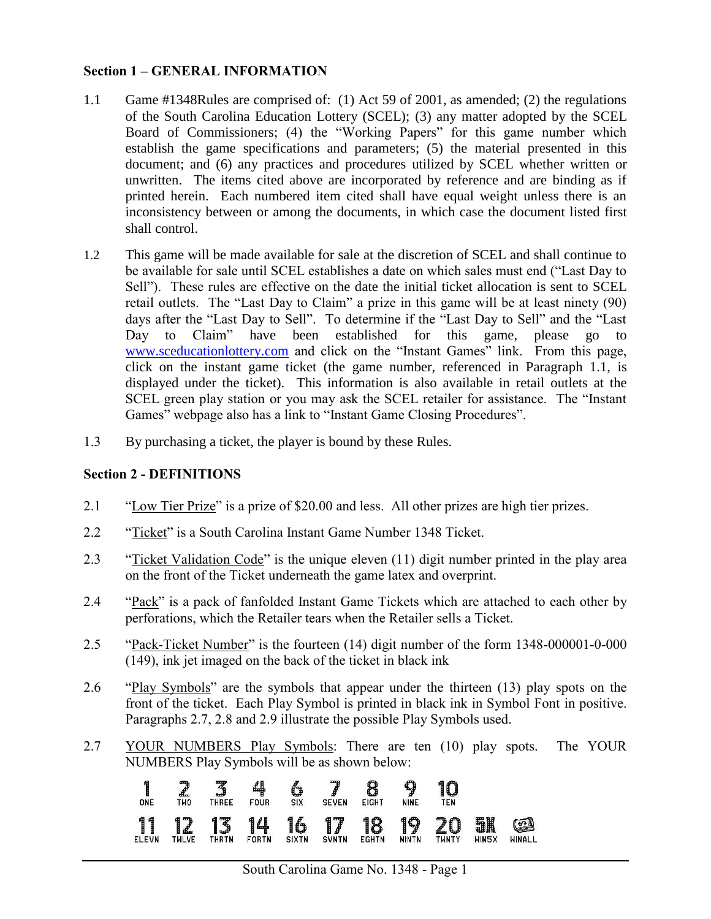**Section 1 – GENERAL INFORMATION**

1.1 Game #1348Rules are comprised of: (1) Act 59 of 2001, as amended; (2) the regulations of the South Carolina Education Lottery (SCEL); (3) any matter adopted by the SCEL Board of Commissioners; (4) the "Working Papers" for this game number which establish the game specifications and parameters; (5) the material presented in this document; and (6) any practices and procedures utilized by SCEL whether written or unwritten. The items cited above are incorporated by reference and are binding as if printed herein. Each numbered item cited shall have equal weight unless there is an inconsistency between or among the documents, in which case the document listed first shall control.

1.2 This game will be made available for sale at the discretion of SCEL and shall continue to be available for sale until SCEL establishes a date on which sales must end ("Last Day to Sell"). These rules are effective on the date the initial ticket allocation is sent to SCEL retail outlets. The "Last Day to Claim" a prize in this game will be at least ninety (90) days after the "Last Day to Sell". To determine if the "Last Day to Sell" and the "Last Day to Claim" have been established for this game, please go to www.sceducationlottery.com and click on the "Instant Games" link. From this page, click on the instant game ticket (the game number, referenced in Paragraph 1.1, is displayed under the ticket). This information is also available in retail outlets at the SCEL green play station or you may ask the SCEL retailer for assistance. The "Instant Games" webpage also has a link to "Instant Game Closing Procedures".

1.3 By purchasing a ticket, the player is bound by these Rules.

**Section 2 - DEFINITIONS**

2.1 "Low Tier Prize" is a prize of $20.00 and less. All other prizes are high tier prizes.

2.2 "Ticket" is a South Carolina Instant Game Number 1348 Ticket.

2.3 "Ticket Validation Code" is the unique eleven (11) digit number printed in the play area on the front of the Ticket underneath the game latex and overprint.

2.4 "Pack" is a pack of fanfolded Instant Game Tickets which are attached to each other by perforations, which the Retailer tears when the Retailer sells a Ticket.

2.5 "Pack-Ticket Number" is the fourteen (14) digit number of the form 1348-000001-0-000 (149), ink jet imaged on the back of the ticket in black ink

2.6 "Play Symbols" are the symbols that appear under the thirteen (13) play spots on the front of the ticket. Each Play Symbol is printed in black ink in Symbol Font in positive. Paragraphs 2.7, 2.8 and 2.9 illustrate the possible Play Symbols used.

2.7 YOUR NUMBERS Play Symbols: There are ten (10) play spots. The YOUR NUMBERS Play Symbols will be as shown below:

| | | | | | | | | | | |
|---|---|---|---|---|---|---|---|---|---|---|
| 1 ONE | 2 TWO | 3 THREE | 4 FOUR | 6 SIX | 7 SEVEN | 8 EIGHT | 9 NINE | 10 TEN | | |
| 11 ELEVN | 12 TWLVE | 13 THRTN | 14 FORTN | 16 SIXTN | 17 SVNTN | 18 EGHTN | 19 NINTN | 20 TWNTY | 5X WIN5X | WINALL |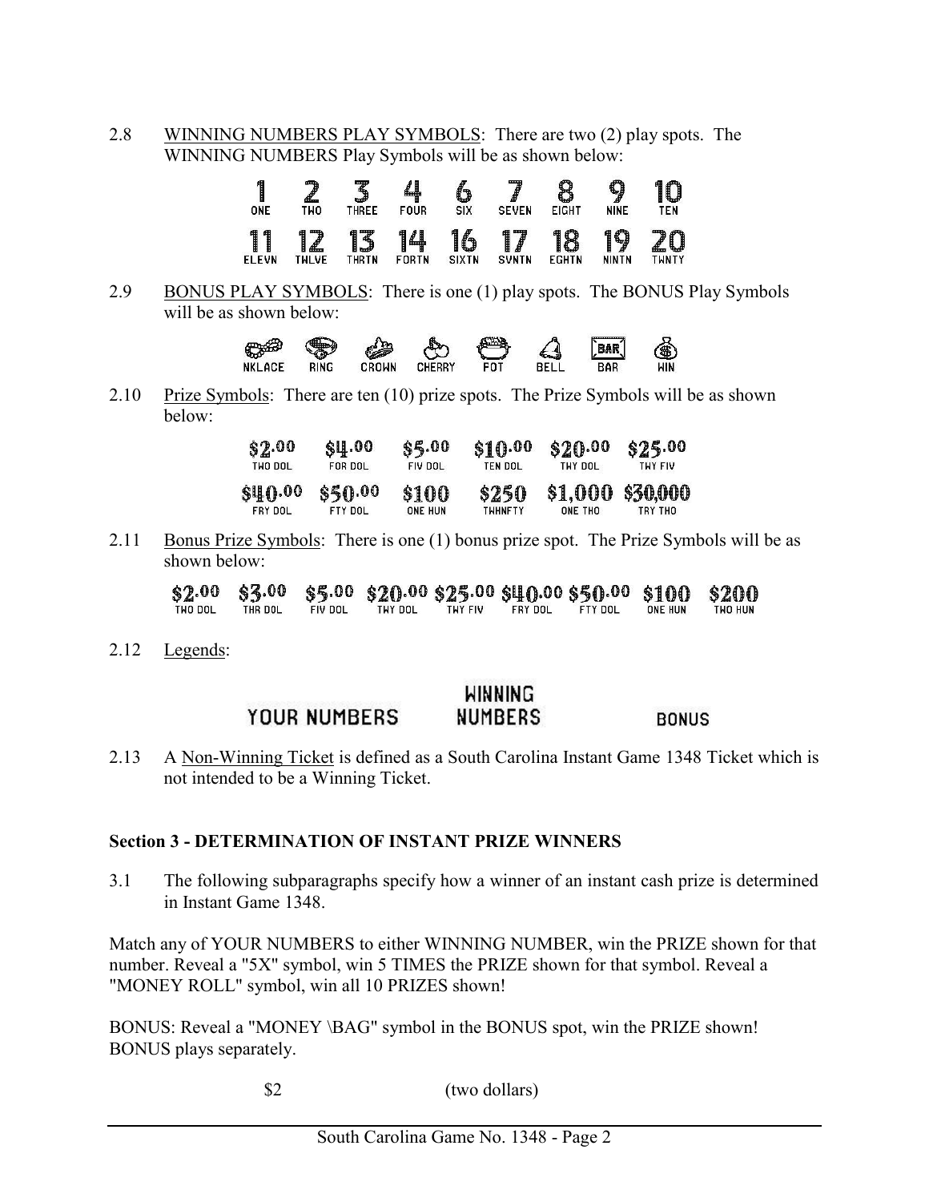2.8 WINNING NUMBERS PLAY SYMBOLS: There are two (2) play spots. The WINNING NUMBERS Play Symbols will be as shown below:

| | | | | | | | | |
|---|---|---|---|---|---|---|---|---|
| 1 ONE | 2 TWO | 3 THREE | 4 FOUR | 6 SIX | 7 SEVEN | 8 EIGHT | 9 NINE | 10 TEN |
| 11 ELEVN | 12 TWLVE | 13 THRTN | 14 FORTN | 16 SIXTN | 17 SVNTN | 18 EGHTN | 19 NINTN | 20 TWNTY |

2.9 BONUS PLAY SYMBOLS: There is one (1) play spots. The BONUS Play Symbols will be as shown below:

NKLACE RING CROWN CHERRY POT BELL BAR WIN

2.10 Prize Symbols: There are ten (10) prize spots. The Prize Symbols will be as shown below:

| | | | | | |
|---|---|---|---|---|---|
| $2.00 TWO DOL | $4.00 FOR DOL | $5.00 FIV DOL | $10.00 TEN DOL | $20.00 TWY DOL | $25.00 TWY FIV |
| $40.00 FRY DOL | $50.00 FTY DOL | $100 ONE HUN | $250 TWHNFTY | $1,000 ONE THO | $30,000 TRY THO |

2.11 Bonus Prize Symbols: There is one (1) bonus prize spot. The Prize Symbols will be as shown below:

| | | | | | | | | |
|---|---|---|---|---|---|---|---|---|
| $2.00 TWO DOL | $3.00 THR DOL | $5.00 FIV DOL | $20.00 TWY DOL | $25.00 TWY FIV | $40.00 FRY DOL | $50.00 FTY DOL | $100 ONE HUN | $200 TWO HUN |

2.12 Legends:

YOUR NUMBERS WINNING NUMBERS BONUS

2.13 A Non-Winning Ticket is defined as a South Carolina Instant Game 1348 Ticket which is not intended to be a Winning Ticket.

## Section 3 - DETERMINATION OF INSTANT PRIZE WINNERS

3.1 The following subparagraphs specify how a winner of an instant cash prize is determined in Instant Game 1348.

Match any of YOUR NUMBERS to either WINNING NUMBER, win the PRIZE shown for that number. Reveal a "5X" symbol, win 5 TIMES the PRIZE shown for that symbol. Reveal a "MONEY ROLL" symbol, win all 10 PRIZES shown!

BONUS: Reveal a "MONEY \BAG" symbol in the BONUS spot, win the PRIZE shown! BONUS plays separately.

$2 (two dollars)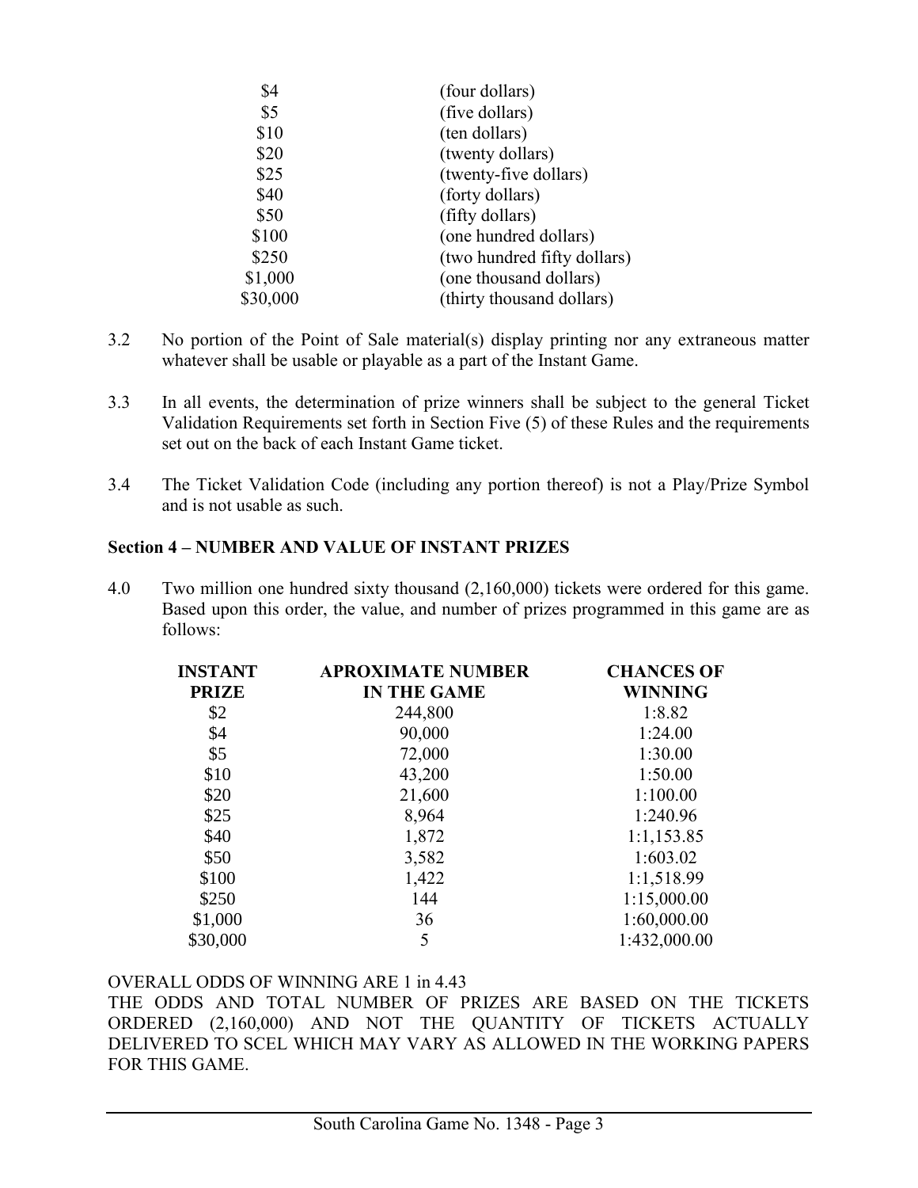| | |
|---|---|
| \$4 | (four dollars) |
| \$5 | (five dollars) |
| \$10 | (ten dollars) |
| \$20 | (twenty dollars) |
| \$25 | (twenty-five dollars) |
| \$40 | (forty dollars) |
| \$50 | (fifty dollars) |
| \$100 | (one hundred dollars) |
| \$250 | (two hundred fifty dollars) |
| \$1,000 | (one thousand dollars) |
| \$30,000 | (thirty thousand dollars) |

3.2 No portion of the Point of Sale material(s) display printing nor any extraneous matter whatever shall be usable or playable as a part of the Instant Game.

3.3 In all events, the determination of prize winners shall be subject to the general Ticket Validation Requirements set forth in Section Five (5) of these Rules and the requirements set out on the back of each Instant Game ticket.

3.4 The Ticket Validation Code (including any portion thereof) is not a Play/Prize Symbol and is not usable as such.

**Section 4 – NUMBER AND VALUE OF INSTANT PRIZES**

4.0 Two million one hundred sixty thousand (2,160,000) tickets were ordered for this game. Based upon this order, the value, and number of prizes programmed in this game are as follows:

| INSTANT PRIZE | APROXIMATE NUMBER IN THE GAME | CHANCES OF WINNING |
|---|---|---|
| \$2 | 244,800 | 1:8.82 |
| \$4 | 90,000 | 1:24.00 |
| \$5 | 72,000 | 1:30.00 |
| \$10 | 43,200 | 1:50.00 |
| \$20 | 21,600 | 1:100.00 |
| \$25 | 8,964 | 1:240.96 |
| \$40 | 1,872 | 1:1,153.85 |
| \$50 | 3,582 | 1:603.02 |
| \$100 | 1,422 | 1:1,518.99 |
| \$250 | 144 | 1:15,000.00 |
| \$1,000 | 36 | 1:60,000.00 |
| \$30,000 | 5 | 1:432,000.00 |

OVERALL ODDS OF WINNING ARE 1 in 4.43

THE ODDS AND TOTAL NUMBER OF PRIZES ARE BASED ON THE TICKETS ORDERED (2,160,000) AND NOT THE QUANTITY OF TICKETS ACTUALLY DELIVERED TO SCEL WHICH MAY VARY AS ALLOWED IN THE WORKING PAPERS FOR THIS GAME.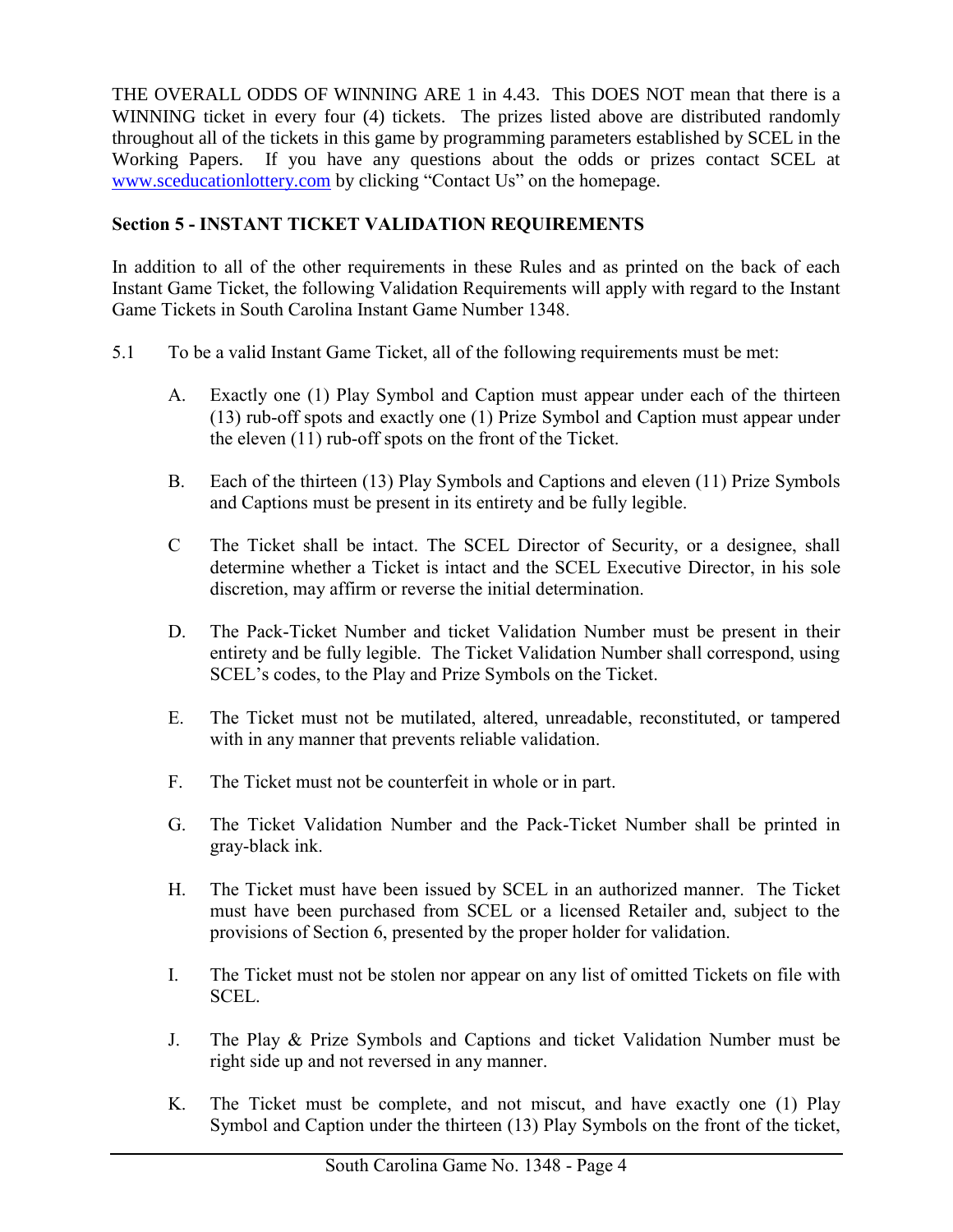THE OVERALL ODDS OF WINNING ARE 1 in 4.43. This DOES NOT mean that there is a WINNING ticket in every four (4) tickets. The prizes listed above are distributed randomly throughout all of the tickets in this game by programming parameters established by SCEL in the Working Papers. If you have any questions about the odds or prizes contact SCEL at www.sceducationlottery.com by clicking "Contact Us" on the homepage.

**Section 5 - INSTANT TICKET VALIDATION REQUIREMENTS**

In addition to all of the other requirements in these Rules and as printed on the back of each Instant Game Ticket, the following Validation Requirements will apply with regard to the Instant Game Tickets in South Carolina Instant Game Number 1348.

5.1 To be a valid Instant Game Ticket, all of the following requirements must be met:

A. Exactly one (1) Play Symbol and Caption must appear under each of the thirteen (13) rub-off spots and exactly one (1) Prize Symbol and Caption must appear under the eleven (11) rub-off spots on the front of the Ticket.

B. Each of the thirteen (13) Play Symbols and Captions and eleven (11) Prize Symbols and Captions must be present in its entirety and be fully legible.

C The Ticket shall be intact. The SCEL Director of Security, or a designee, shall determine whether a Ticket is intact and the SCEL Executive Director, in his sole discretion, may affirm or reverse the initial determination.

D. The Pack-Ticket Number and ticket Validation Number must be present in their entirety and be fully legible. The Ticket Validation Number shall correspond, using SCEL's codes, to the Play and Prize Symbols on the Ticket.

E. The Ticket must not be mutilated, altered, unreadable, reconstituted, or tampered with in any manner that prevents reliable validation.

F. The Ticket must not be counterfeit in whole or in part.

G. The Ticket Validation Number and the Pack-Ticket Number shall be printed in gray-black ink.

H. The Ticket must have been issued by SCEL in an authorized manner. The Ticket must have been purchased from SCEL or a licensed Retailer and, subject to the provisions of Section 6, presented by the proper holder for validation.

I. The Ticket must not be stolen nor appear on any list of omitted Tickets on file with SCEL.

J. The Play & Prize Symbols and Captions and ticket Validation Number must be right side up and not reversed in any manner.

K. The Ticket must be complete, and not miscut, and have exactly one (1) Play Symbol and Caption under the thirteen (13) Play Symbols on the front of the ticket,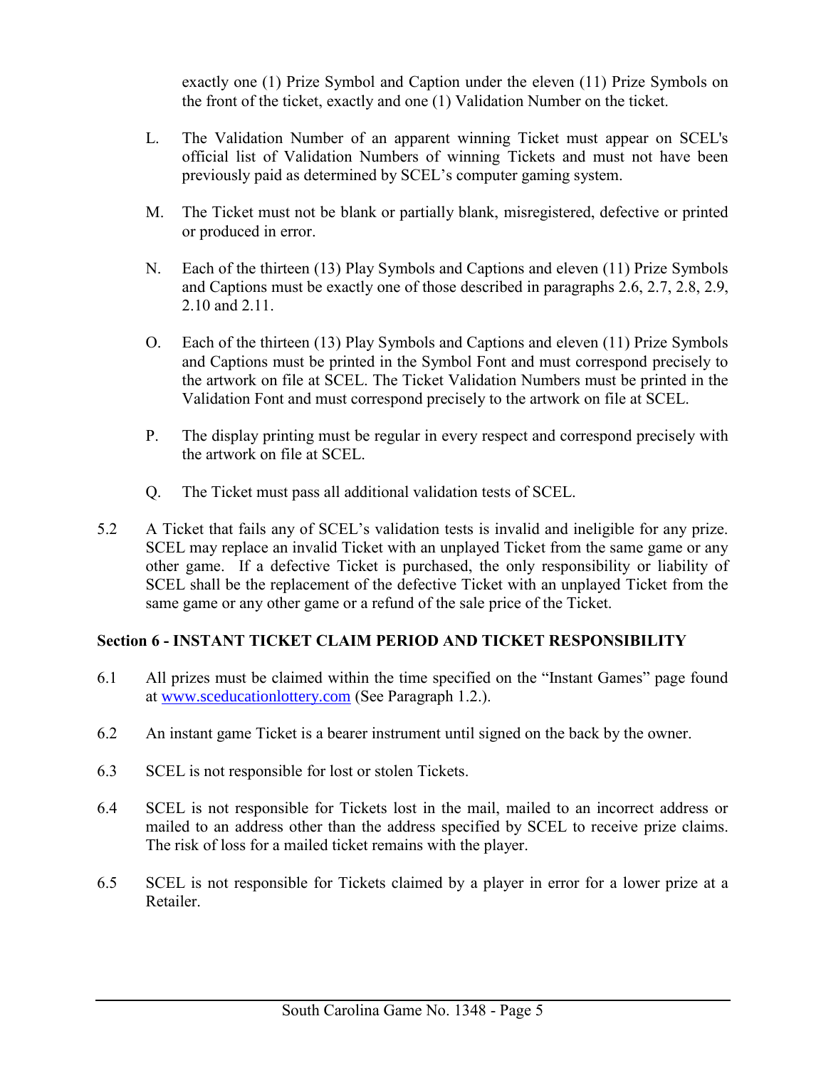exactly one (1) Prize Symbol and Caption under the eleven (11) Prize Symbols on the front of the ticket, exactly and one (1) Validation Number on the ticket.

L. The Validation Number of an apparent winning Ticket must appear on SCEL's official list of Validation Numbers of winning Tickets and must not have been previously paid as determined by SCEL's computer gaming system.

M. The Ticket must not be blank or partially blank, misregistered, defective or printed or produced in error.

N. Each of the thirteen (13) Play Symbols and Captions and eleven (11) Prize Symbols and Captions must be exactly one of those described in paragraphs 2.6, 2.7, 2.8, 2.9, 2.10 and 2.11.

O. Each of the thirteen (13) Play Symbols and Captions and eleven (11) Prize Symbols and Captions must be printed in the Symbol Font and must correspond precisely to the artwork on file at SCEL. The Ticket Validation Numbers must be printed in the Validation Font and must correspond precisely to the artwork on file at SCEL.

P. The display printing must be regular in every respect and correspond precisely with the artwork on file at SCEL.

Q. The Ticket must pass all additional validation tests of SCEL.

5.2 A Ticket that fails any of SCEL's validation tests is invalid and ineligible for any prize. SCEL may replace an invalid Ticket with an unplayed Ticket from the same game or any other game. If a defective Ticket is purchased, the only responsibility or liability of SCEL shall be the replacement of the defective Ticket with an unplayed Ticket from the same game or any other game or a refund of the sale price of the Ticket.

**Section 6 - INSTANT TICKET CLAIM PERIOD AND TICKET RESPONSIBILITY**

6.1 All prizes must be claimed within the time specified on the "Instant Games" page found at www.sceducationlottery.com (See Paragraph 1.2.).

6.2 An instant game Ticket is a bearer instrument until signed on the back by the owner.

6.3 SCEL is not responsible for lost or stolen Tickets.

6.4 SCEL is not responsible for Tickets lost in the mail, mailed to an incorrect address or mailed to an address other than the address specified by SCEL to receive prize claims. The risk of loss for a mailed ticket remains with the player.

6.5 SCEL is not responsible for Tickets claimed by a player in error for a lower prize at a Retailer.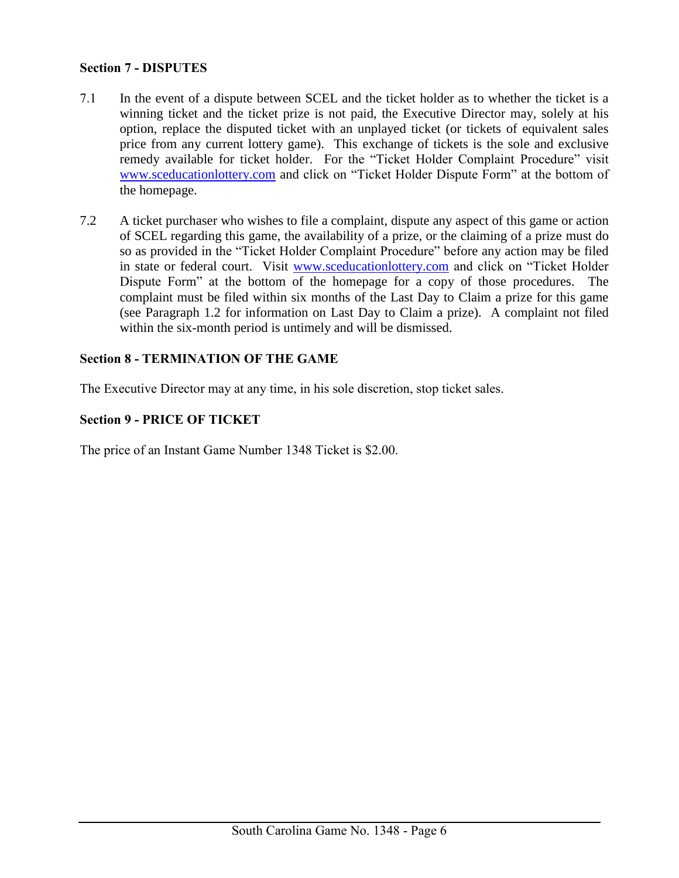**Section 7 - DISPUTES**

7.1 In the event of a dispute between SCEL and the ticket holder as to whether the ticket is a winning ticket and the ticket prize is not paid, the Executive Director may, solely at his option, replace the disputed ticket with an unplayed ticket (or tickets of equivalent sales price from any current lottery game). This exchange of tickets is the sole and exclusive remedy available for ticket holder. For the "Ticket Holder Complaint Procedure" visit www.sceducationlottery.com and click on "Ticket Holder Dispute Form" at the bottom of the homepage.

7.2 A ticket purchaser who wishes to file a complaint, dispute any aspect of this game or action of SCEL regarding this game, the availability of a prize, or the claiming of a prize must do so as provided in the "Ticket Holder Complaint Procedure" before any action may be filed in state or federal court. Visit www.sceducationlottery.com and click on "Ticket Holder Dispute Form" at the bottom of the homepage for a copy of those procedures. The complaint must be filed within six months of the Last Day to Claim a prize for this game (see Paragraph 1.2 for information on Last Day to Claim a prize). A complaint not filed within the six-month period is untimely and will be dismissed.

**Section 8 - TERMINATION OF THE GAME**

The Executive Director may at any time, in his sole discretion, stop ticket sales.

**Section 9 - PRICE OF TICKET**

The price of an Instant Game Number 1348 Ticket is $2.00.